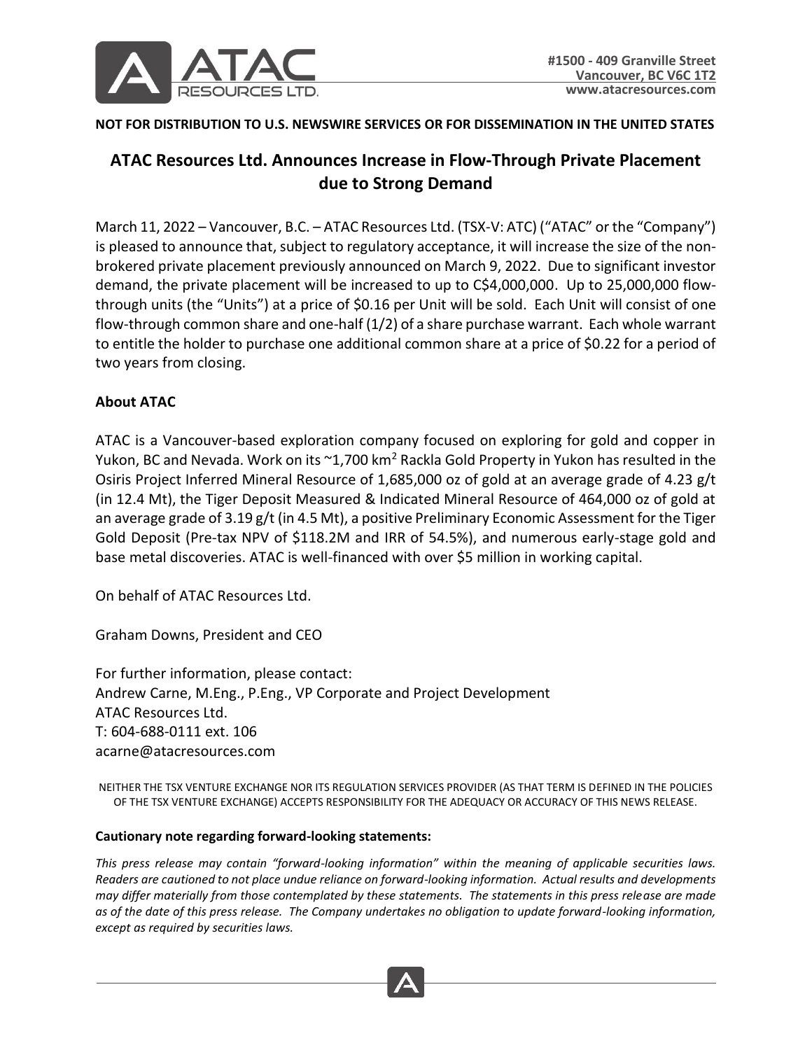#1500 - 409 Granville Street
Vancouver, BC V6C 1T2
www.atacresources.com

**NOT FOR DISTRIBUTION TO U.S. NEWSWIRE SERVICES OR FOR DISSEMINATION IN THE UNITED STATES**

# ATAC Resources Ltd. Announces Increase in Flow-Through Private Placement due to Strong Demand

March 11, 2022 – Vancouver, B.C. – ATAC Resources Ltd. (TSX-V: ATC) ("ATAC" or the "Company") is pleased to announce that, subject to regulatory acceptance, it will increase the size of the non-brokered private placement previously announced on March 9, 2022. Due to significant investor demand, the private placement will be increased to up to C$4,000,000. Up to 25,000,000 flow-through units (the "Units") at a price of $0.16 per Unit will be sold. Each Unit will consist of one flow-through common share and one-half (1/2) of a share purchase warrant. Each whole warrant to entitle the holder to purchase one additional common share at a price of $0.22 for a period of two years from closing.

## About ATAC

ATAC is a Vancouver-based exploration company focused on exploring for gold and copper in Yukon, BC and Nevada. Work on its ~1,700 km$^2$ Rackla Gold Property in Yukon has resulted in the Osiris Project Inferred Mineral Resource of 1,685,000 oz of gold at an average grade of 4.23 g/t (in 12.4 Mt), the Tiger Deposit Measured & Indicated Mineral Resource of 464,000 oz of gold at an average grade of 3.19 g/t (in 4.5 Mt), a positive Preliminary Economic Assessment for the Tiger Gold Deposit (Pre-tax NPV of $118.2M and IRR of 54.5%), and numerous early-stage gold and base metal discoveries. ATAC is well-financed with over $5 million in working capital.

On behalf of ATAC Resources Ltd.

Graham Downs, President and CEO

For further information, please contact:
Andrew Carne, M.Eng., P.Eng., VP Corporate and Project Development
ATAC Resources Ltd.
T: 604-688-0111 ext. 106
acarne@atacresources.com

NEITHER THE TSX VENTURE EXCHANGE NOR ITS REGULATION SERVICES PROVIDER (AS THAT TERM IS DEFINED IN THE POLICIES OF THE TSX VENTURE EXCHANGE) ACCEPTS RESPONSIBILITY FOR THE ADEQUACY OR ACCURACY OF THIS NEWS RELEASE.

**Cautionary note regarding forward-looking statements:**

*This press release may contain "forward-looking information" within the meaning of applicable securities laws. Readers are cautioned to not place undue reliance on forward-looking information. Actual results and developments may differ materially from those contemplated by these statements. The statements in this press release are made as of the date of this press release. The Company undertakes no obligation to update forward-looking information, except as required by securities laws.*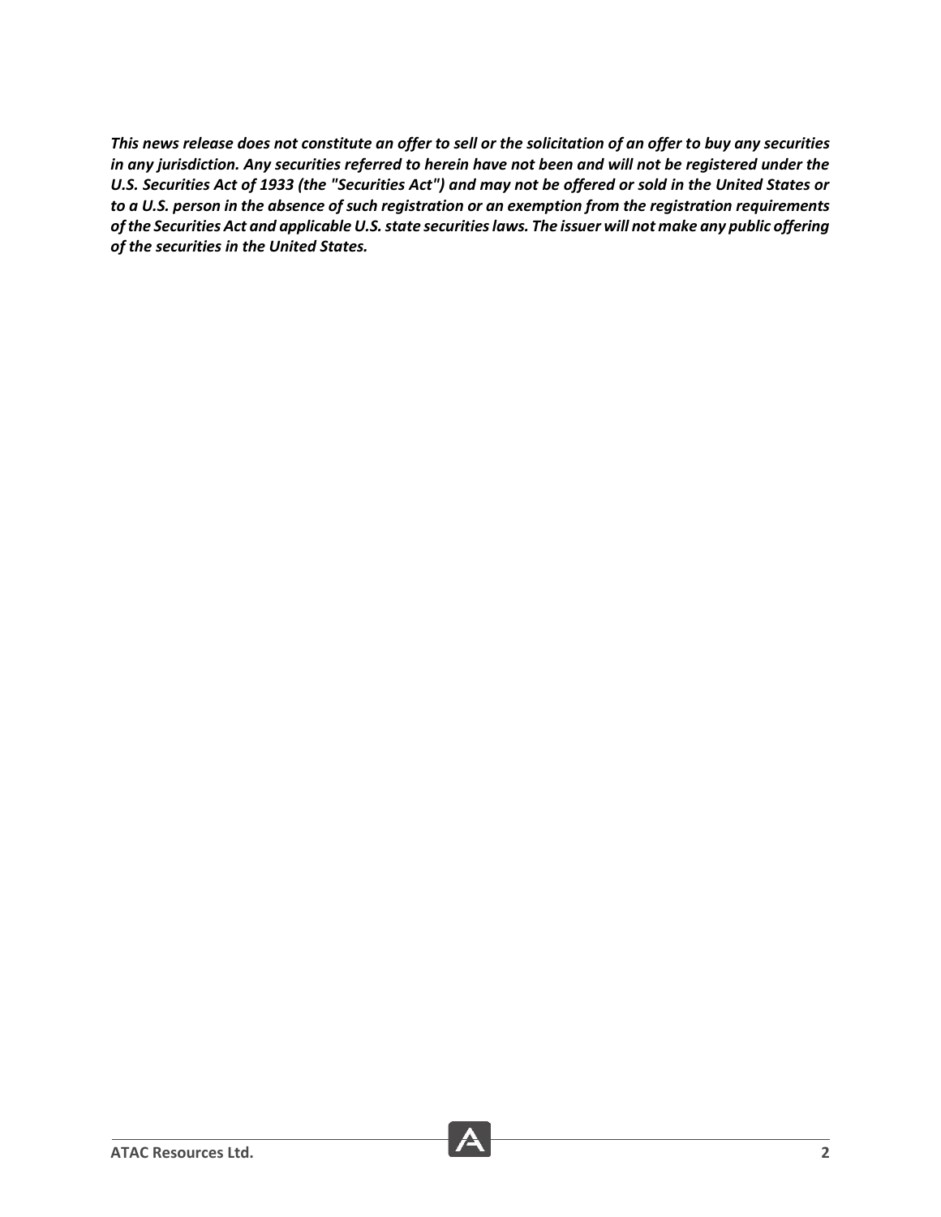***This news release does not constitute an offer to sell or the solicitation of an offer to buy any securities in any jurisdiction. Any securities referred to herein have not been and will not be registered under the U.S. Securities Act of 1933 (the "Securities Act") and may not be offered or sold in the United States or to a U.S. person in the absence of such registration or an exemption from the registration requirements of the Securities Act and applicable U.S. state securities laws. The issuer will not make any public offering of the securities in the United States.***